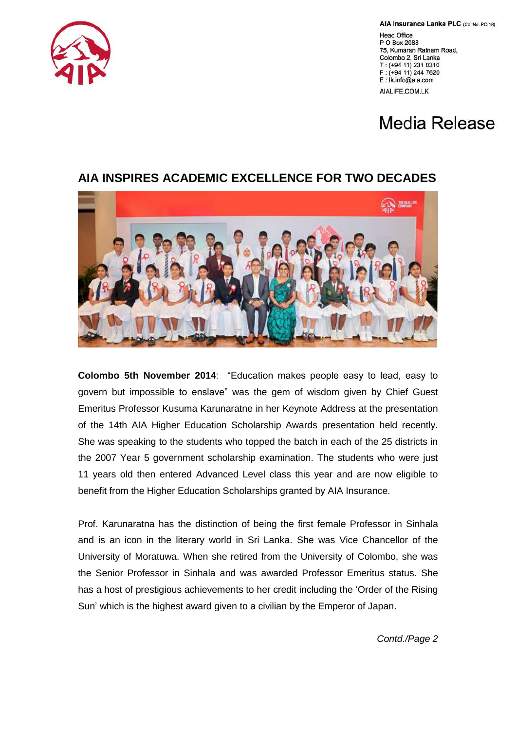AIA Insurance Lanka PLC (Co. No. PQ 18)

Head Office
P O Box 2088
75, Kumaran Ratnam Road,
Colombo 2, Sri Lanka
T : (+94 11) 231 0310
F : (+94 11) 244 7620
E : lk.info@aia.com
AIALIFE.COM.LK

# Media Release

## AIA INSPIRES ACADEMIC EXCELLENCE FOR TWO DECADES

**Colombo 5th November 2014**: "Education makes people easy to lead, easy to govern but impossible to enslave" was the gem of wisdom given by Chief Guest Emeritus Professor Kusuma Karunaratne in her Keynote Address at the presentation of the 14th AIA Higher Education Scholarship Awards presentation held recently. She was speaking to the students who topped the batch in each of the 25 districts in the 2007 Year 5 government scholarship examination. The students who were just 11 years old then entered Advanced Level class this year and are now eligible to benefit from the Higher Education Scholarships granted by AIA Insurance.

Prof. Karunaratna has the distinction of being the first female Professor in Sinhala and is an icon in the literary world in Sri Lanka. She was Vice Chancellor of the University of Moratuwa. When she retired from the University of Colombo, she was the Senior Professor in Sinhala and was awarded Professor Emeritus status. She has a host of prestigious achievements to her credit including the 'Order of the Rising Sun' which is the highest award given to a civilian by the Emperor of Japan.

*Contd./Page 2*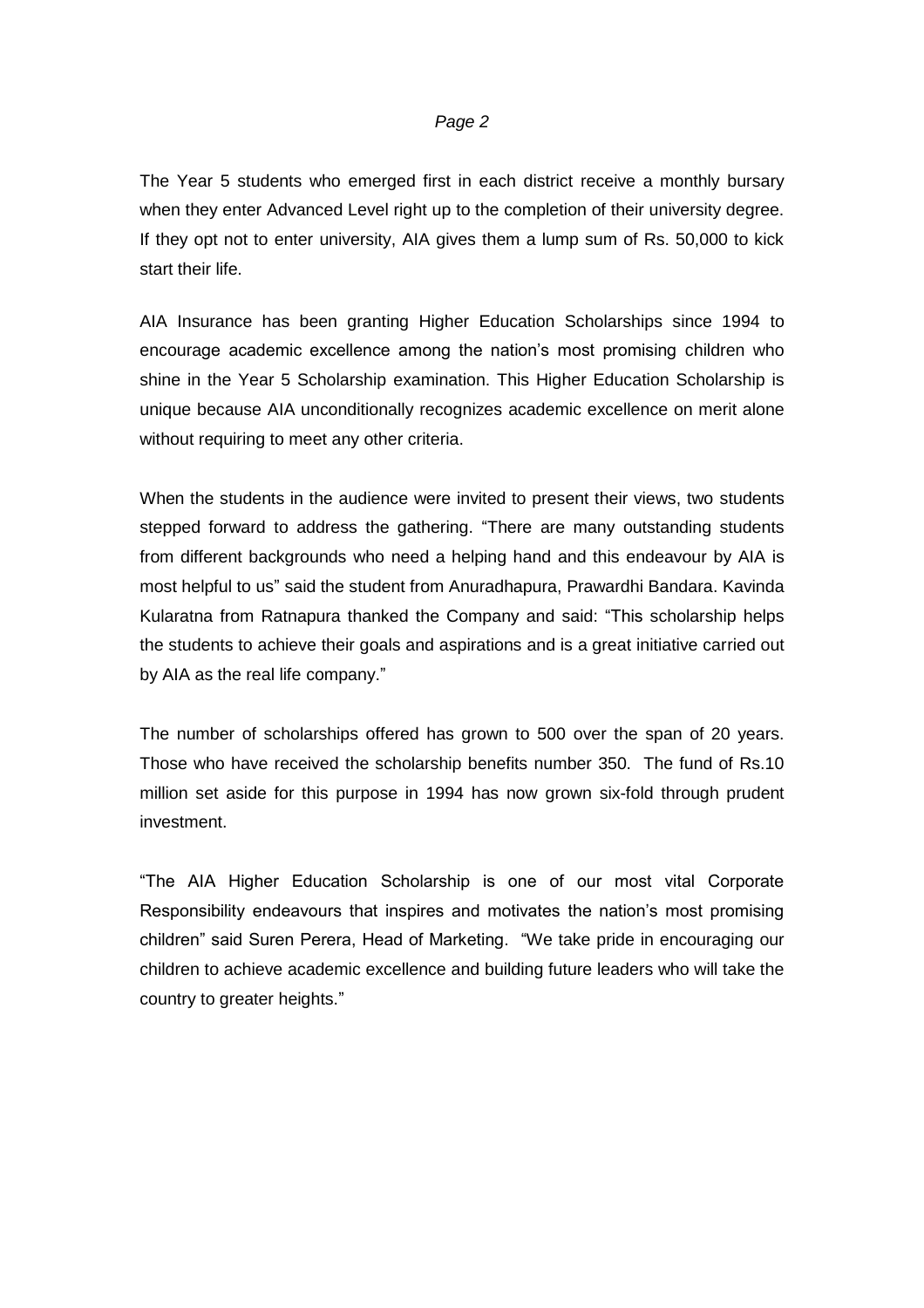The Year 5 students who emerged first in each district receive a monthly bursary when they enter Advanced Level right up to the completion of their university degree. If they opt not to enter university, AIA gives them a lump sum of Rs. 50,000 to kick start their life.

AIA Insurance has been granting Higher Education Scholarships since 1994 to encourage academic excellence among the nation's most promising children who shine in the Year 5 Scholarship examination. This Higher Education Scholarship is unique because AIA unconditionally recognizes academic excellence on merit alone without requiring to meet any other criteria.

When the students in the audience were invited to present their views, two students stepped forward to address the gathering. "There are many outstanding students from different backgrounds who need a helping hand and this endeavour by AIA is most helpful to us" said the student from Anuradhapura, Prawardhi Bandara. Kavinda Kularatna from Ratnapura thanked the Company and said: "This scholarship helps the students to achieve their goals and aspirations and is a great initiative carried out by AIA as the real life company."

The number of scholarships offered has grown to 500 over the span of 20 years. Those who have received the scholarship benefits number 350. The fund of Rs.10 million set aside for this purpose in 1994 has now grown six-fold through prudent investment.

"The AIA Higher Education Scholarship is one of our most vital Corporate Responsibility endeavours that inspires and motivates the nation's most promising children" said Suren Perera, Head of Marketing. "We take pride in encouraging our children to achieve academic excellence and building future leaders who will take the country to greater heights."